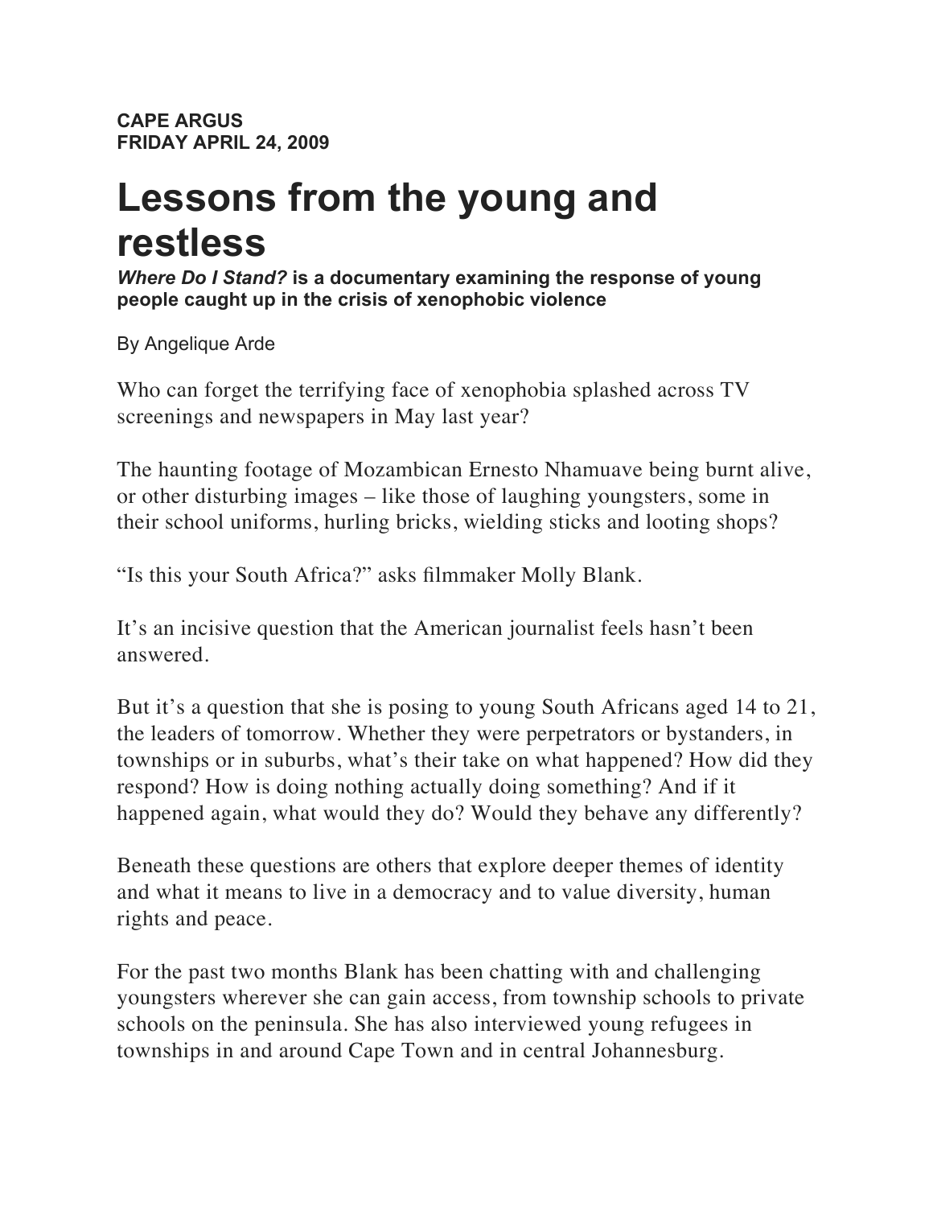**CAPE ARGUS**
**FRIDAY APRIL 24, 2009**

# Lessons from the young and restless

***Where Do I Stand?*** **is a documentary examining the response of young people caught up in the crisis of xenophobic violence**

By Angelique Arde

Who can forget the terrifying face of xenophobia splashed across TV screenings and newspapers in May last year?

The haunting footage of Mozambican Ernesto Nhamuave being burnt alive, or other disturbing images – like those of laughing youngsters, some in their school uniforms, hurling bricks, wielding sticks and looting shops?

"Is this your South Africa?" asks filmmaker Molly Blank.

It's an incisive question that the American journalist feels hasn't been answered.

But it's a question that she is posing to young South Africans aged 14 to 21, the leaders of tomorrow. Whether they were perpetrators or bystanders, in townships or in suburbs, what's their take on what happened? How did they respond? How is doing nothing actually doing something? And if it happened again, what would they do? Would they behave any differently?

Beneath these questions are others that explore deeper themes of identity and what it means to live in a democracy and to value diversity, human rights and peace.

For the past two months Blank has been chatting with and challenging youngsters wherever she can gain access, from township schools to private schools on the peninsula. She has also interviewed young refugees in townships in and around Cape Town and in central Johannesburg.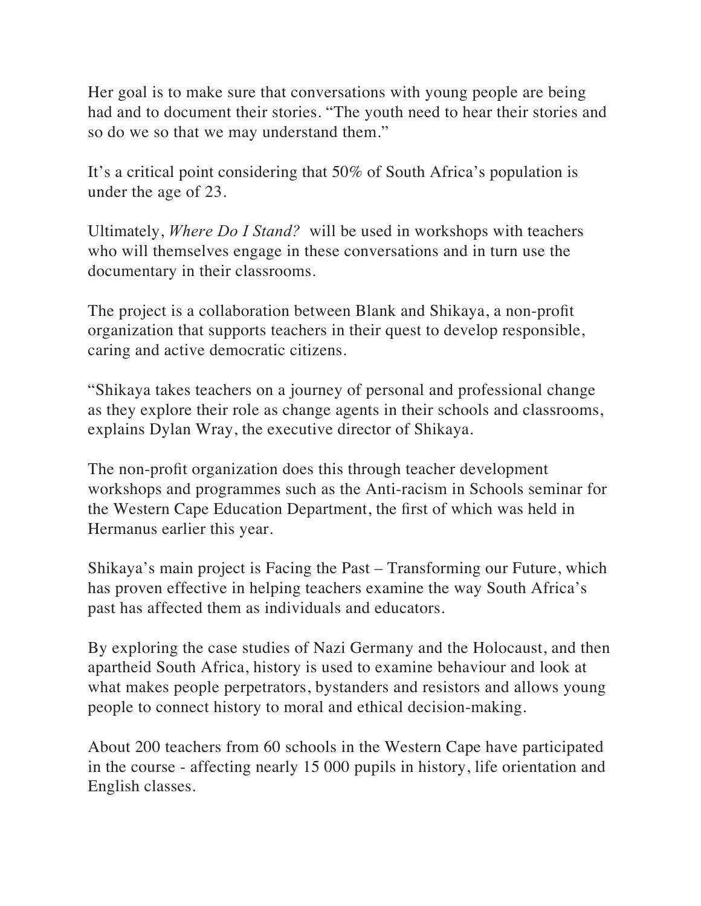Her goal is to make sure that conversations with young people are being had and to document their stories. "The youth need to hear their stories and so do we so that we may understand them."

It's a critical point considering that 50% of South Africa's population is under the age of 23.

Ultimately, *Where Do I Stand?* will be used in workshops with teachers who will themselves engage in these conversations and in turn use the documentary in their classrooms.

The project is a collaboration between Blank and Shikaya, a non-profit organization that supports teachers in their quest to develop responsible, caring and active democratic citizens.

"Shikaya takes teachers on a journey of personal and professional change as they explore their role as change agents in their schools and classrooms, explains Dylan Wray, the executive director of Shikaya.

The non-profit organization does this through teacher development workshops and programmes such as the Anti-racism in Schools seminar for the Western Cape Education Department, the first of which was held in Hermanus earlier this year.

Shikaya's main project is Facing the Past – Transforming our Future, which has proven effective in helping teachers examine the way South Africa's past has affected them as individuals and educators.

By exploring the case studies of Nazi Germany and the Holocaust, and then apartheid South Africa, history is used to examine behaviour and look at what makes people perpetrators, bystanders and resistors and allows young people to connect history to moral and ethical decision-making.

About 200 teachers from 60 schools in the Western Cape have participated in the course - affecting nearly 15 000 pupils in history, life orientation and English classes.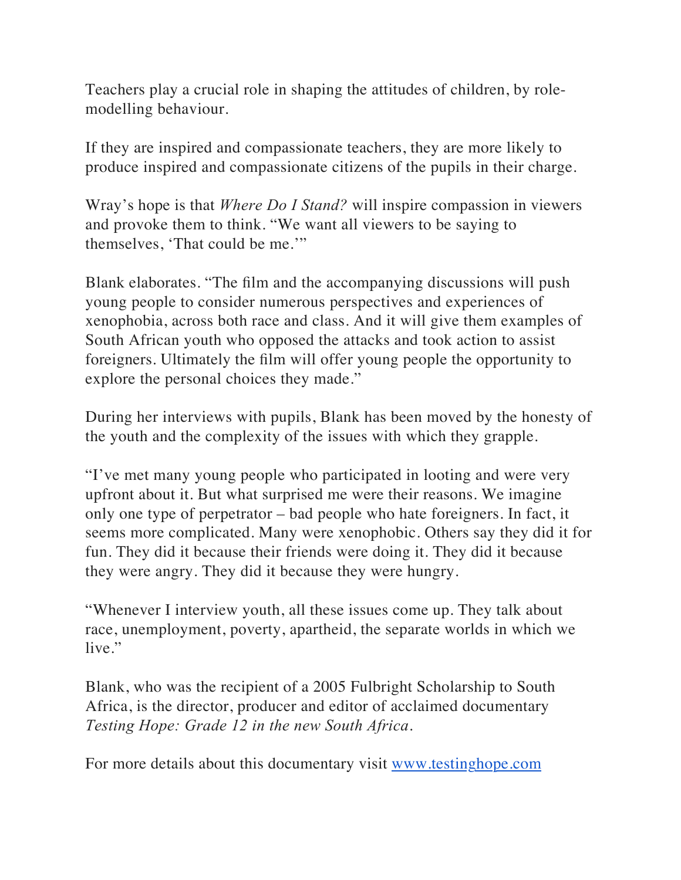Teachers play a crucial role in shaping the attitudes of children, by role-modelling behaviour.

If they are inspired and compassionate teachers, they are more likely to produce inspired and compassionate citizens of the pupils in their charge.

Wray's hope is that *Where Do I Stand?* will inspire compassion in viewers and provoke them to think. "We want all viewers to be saying to themselves, 'That could be me.'"

Blank elaborates. "The film and the accompanying discussions will push young people to consider numerous perspectives and experiences of xenophobia, across both race and class. And it will give them examples of South African youth who opposed the attacks and took action to assist foreigners. Ultimately the film will offer young people the opportunity to explore the personal choices they made."

During her interviews with pupils, Blank has been moved by the honesty of the youth and the complexity of the issues with which they grapple.

"I've met many young people who participated in looting and were very upfront about it. But what surprised me were their reasons. We imagine only one type of perpetrator – bad people who hate foreigners. In fact, it seems more complicated. Many were xenophobic. Others say they did it for fun. They did it because their friends were doing it. They did it because they were angry. They did it because they were hungry.

"Whenever I interview youth, all these issues come up. They talk about race, unemployment, poverty, apartheid, the separate worlds in which we live."

Blank, who was the recipient of a 2005 Fulbright Scholarship to South Africa, is the director, producer and editor of acclaimed documentary *Testing Hope: Grade 12 in the new South Africa*.

For more details about this documentary visit [www.testinghope.com](http://www.testinghope.com)